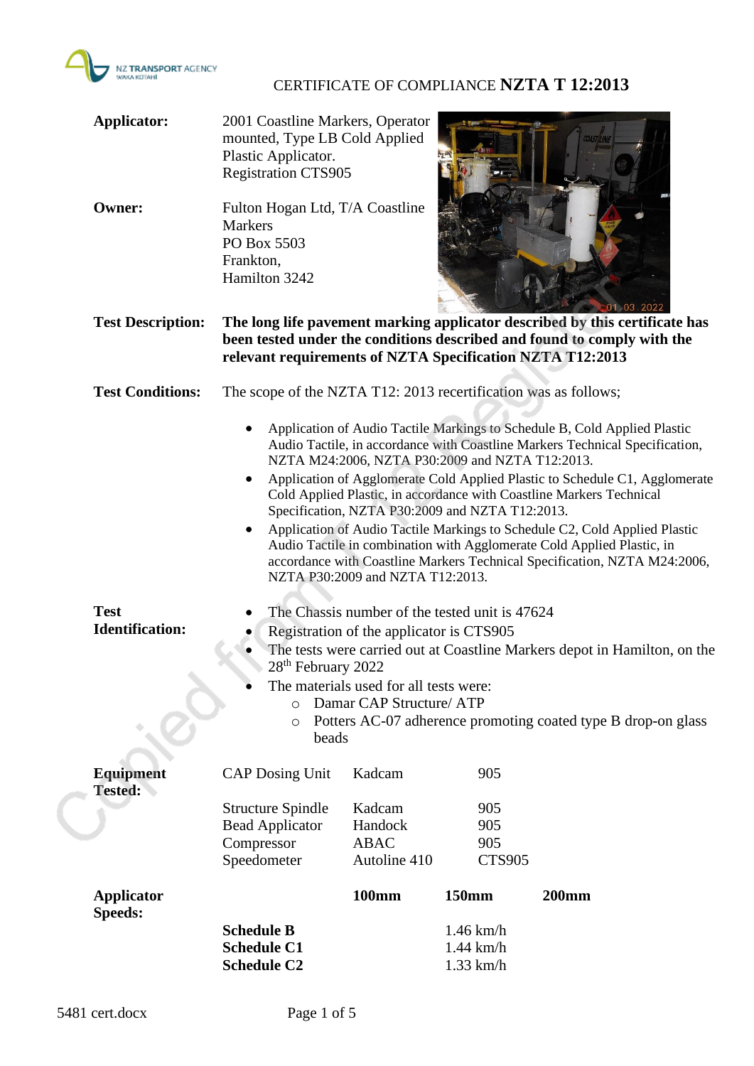# CERTIFICATE OF COMPLIANCE **NZTA T 12:2013**

**Applicator:** 2001 Coastline Markers, Operator mounted, Type LB Cold Applied Plastic Applicator. Registration CTS905

**Owner:** Fulton Hogan Ltd, T/A Coastline Markers
PO Box 5503
Frankton,
Hamilton 3242

**Test Description:** **The long life pavement marking applicator described by this certificate has been tested under the conditions described and found to comply with the relevant requirements of NZTA Specification NZTA T12:2013**

**Test Conditions:** The scope of the NZTA T12: 2013 recertification was as follows;

- Application of Audio Tactile Markings to Schedule B, Cold Applied Plastic Audio Tactile, in accordance with Coastline Markers Technical Specification, NZTA M24:2006, NZTA P30:2009 and NZTA T12:2013.
- Application of Agglomerate Cold Applied Plastic to Schedule C1, Agglomerate Cold Applied Plastic, in accordance with Coastline Markers Technical Specification, NZTA P30:2009 and NZTA T12:2013.
- Application of Audio Tactile Markings to Schedule C2, Cold Applied Plastic Audio Tactile in combination with Agglomerate Cold Applied Plastic, in accordance with Coastline Markers Technical Specification, NZTA M24:2006, NZTA P30:2009 and NZTA T12:2013.

**Test Identification:**

- The Chassis number of the tested unit is 47624
- Registration of the applicator is CTS905
- The tests were carried out at Coastline Markers depot in Hamilton, on the 28th February 2022
- The materials used for all tests were:
  - Damar CAP Structure/ ATP
  - Potters AC-07 adherence promoting coated type B drop-on glass beads

**Equipment Tested:**

| | | |
|---|---|---|
| CAP Dosing Unit | Kadcam | 905 |
| Structure Spindle | Kadcam | 905 |
| Bead Applicator | Handock | 905 |
| Compressor | ABAC | 905 |
| Speedometer | Autoline 410 | CTS905 |

**Applicator Speeds:**

| | 100mm | 150mm | 200mm |
|---|---|---|---|
| **Schedule B** | | 1.46 km/h | |
| **Schedule C1** | | 1.44 km/h | |
| **Schedule C2** | | 1.33 km/h | |

5481 cert.docx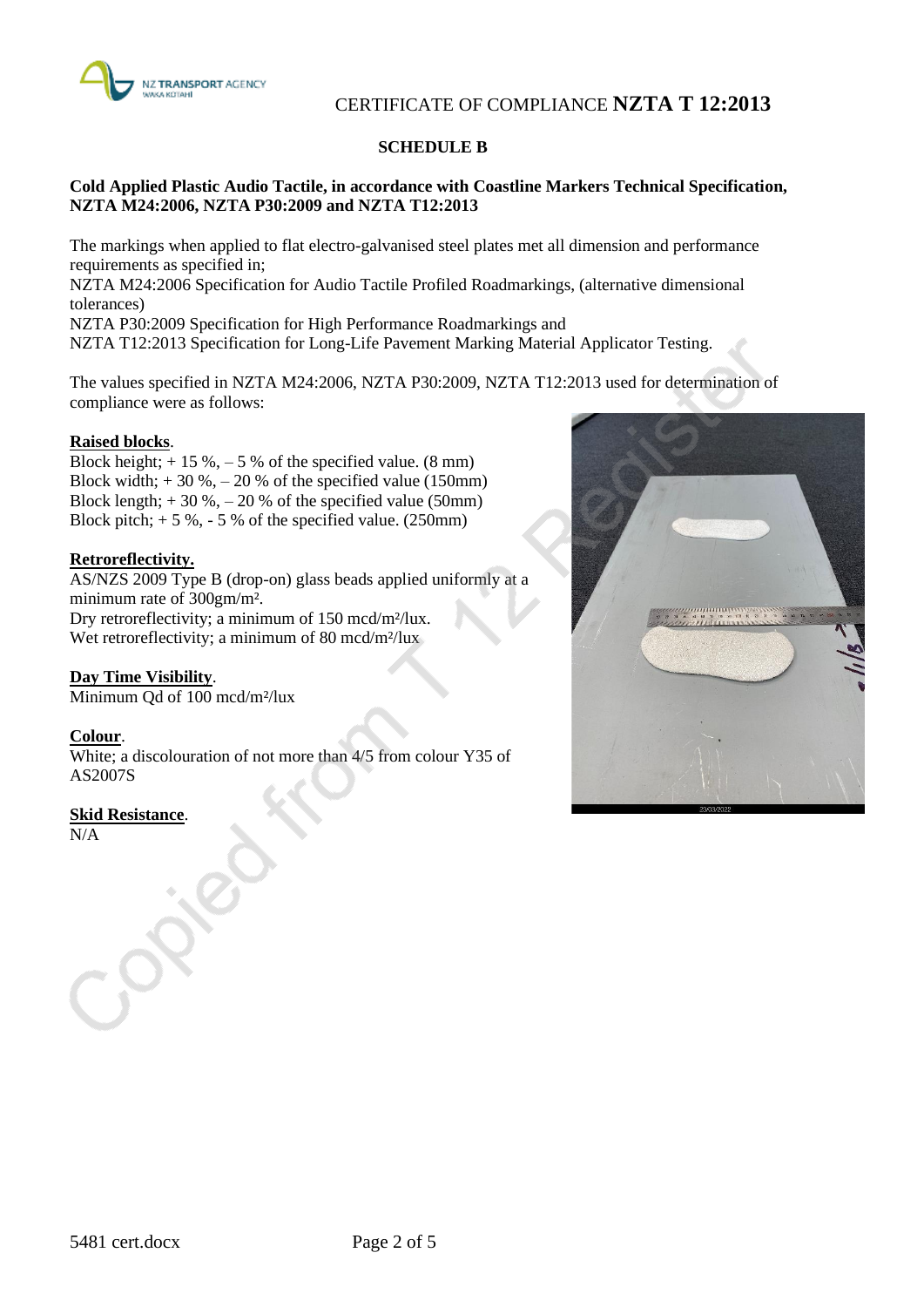CERTIFICATE OF COMPLIANCE **NZTA T 12:2013**

**SCHEDULE B**

**Cold Applied Plastic Audio Tactile, in accordance with Coastline Markers Technical Specification, NZTA M24:2006, NZTA P30:2009 and NZTA T12:2013**

The markings when applied to flat electro-galvanised steel plates met all dimension and performance requirements as specified in;
NZTA M24:2006 Specification for Audio Tactile Profiled Roadmarkings, (alternative dimensional tolerances)
NZTA P30:2009 Specification for High Performance Roadmarkings and
NZTA T12:2013 Specification for Long-Life Pavement Marking Material Applicator Testing.

The values specified in NZTA M24:2006, NZTA P30:2009, NZTA T12:2013 used for determination of compliance were as follows:

**Raised blocks**.
Block height; + 15 %, – 5 % of the specified value. (8 mm)
Block width; + 30 %, – 20 % of the specified value (150mm)
Block length; + 30 %, – 20 % of the specified value (50mm)
Block pitch; + 5 %, - 5 % of the specified value. (250mm)

**Retroreflectivity.**
AS/NZS 2009 Type B (drop-on) glass beads applied uniformly at a minimum rate of 300gm/m².
Dry retroreflectivity; a minimum of 150 mcd/m²/lux.
Wet retroreflectivity; a minimum of 80 mcd/m²/lux

**Day Time Visibility**.
Minimum Qd of 100 mcd/m²/lux

**Colour**.
White; a discolouration of not more than 4/5 from colour Y35 of AS2007S

**Skid Resistance**.
N/A

5481 cert.docx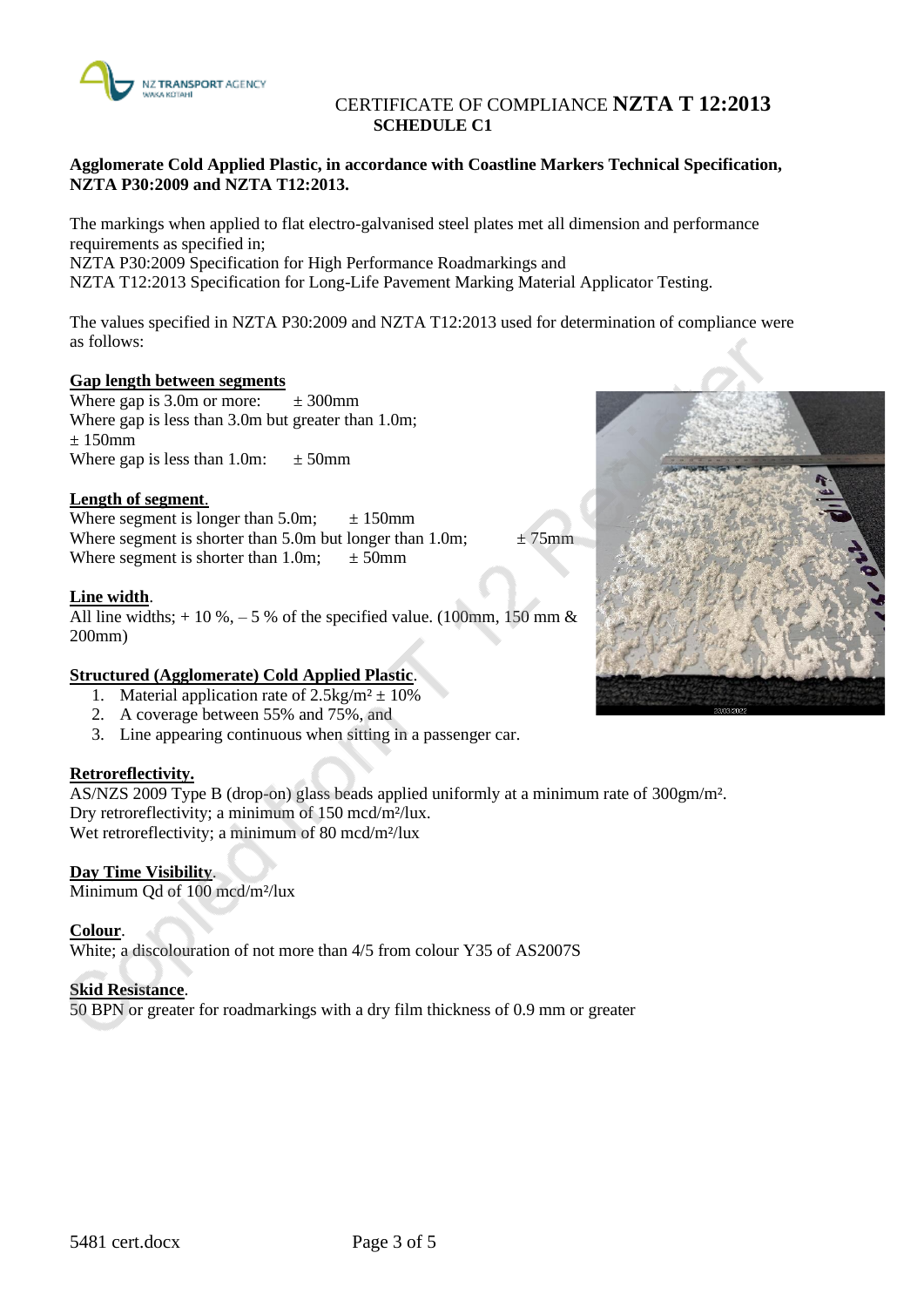# CERTIFICATE OF COMPLIANCE NZTA T 12:2013
## SCHEDULE C1

**Agglomerate Cold Applied Plastic, in accordance with Coastline Markers Technical Specification, NZTA P30:2009 and NZTA T12:2013.**

The markings when applied to flat electro-galvanised steel plates met all dimension and performance requirements as specified in;
NZTA P30:2009 Specification for High Performance Roadmarkings and
NZTA T12:2013 Specification for Long-Life Pavement Marking Material Applicator Testing.

The values specified in NZTA P30:2009 and NZTA T12:2013 used for determination of compliance were as follows:

**Gap length between segments**
Where gap is 3.0m or more: ± 300mm
Where gap is less than 3.0m but greater than 1.0m; ± 150mm
Where gap is less than 1.0m: ± 50mm

**Length of segment**.
Where segment is longer than 5.0m; ± 150mm
Where segment is shorter than 5.0m but longer than 1.0m; ± 75mm
Where segment is shorter than 1.0m; ± 50mm

**Line width**.
All line widths; + 10 %, – 5 % of the specified value. (100mm, 150 mm & 200mm)

**Structured (Agglomerate) Cold Applied Plastic**.
1. Material application rate of 2.5kg/m² ± 10%
2. A coverage between 55% and 75%, and
3. Line appearing continuous when sitting in a passenger car.

**Retroreflectivity.**
AS/NZS 2009 Type B (drop-on) glass beads applied uniformly at a minimum rate of 300gm/m².
Dry retroreflectivity; a minimum of 150 mcd/m²/lux.
Wet retroreflectivity; a minimum of 80 mcd/m²/lux

**Day Time Visibility**.
Minimum Qd of 100 mcd/m²/lux

**Colour**.
White; a discolouration of not more than 4/5 from colour Y35 of AS2007S

**Skid Resistance**.
50 BPN or greater for roadmarkings with a dry film thickness of 0.9 mm or greater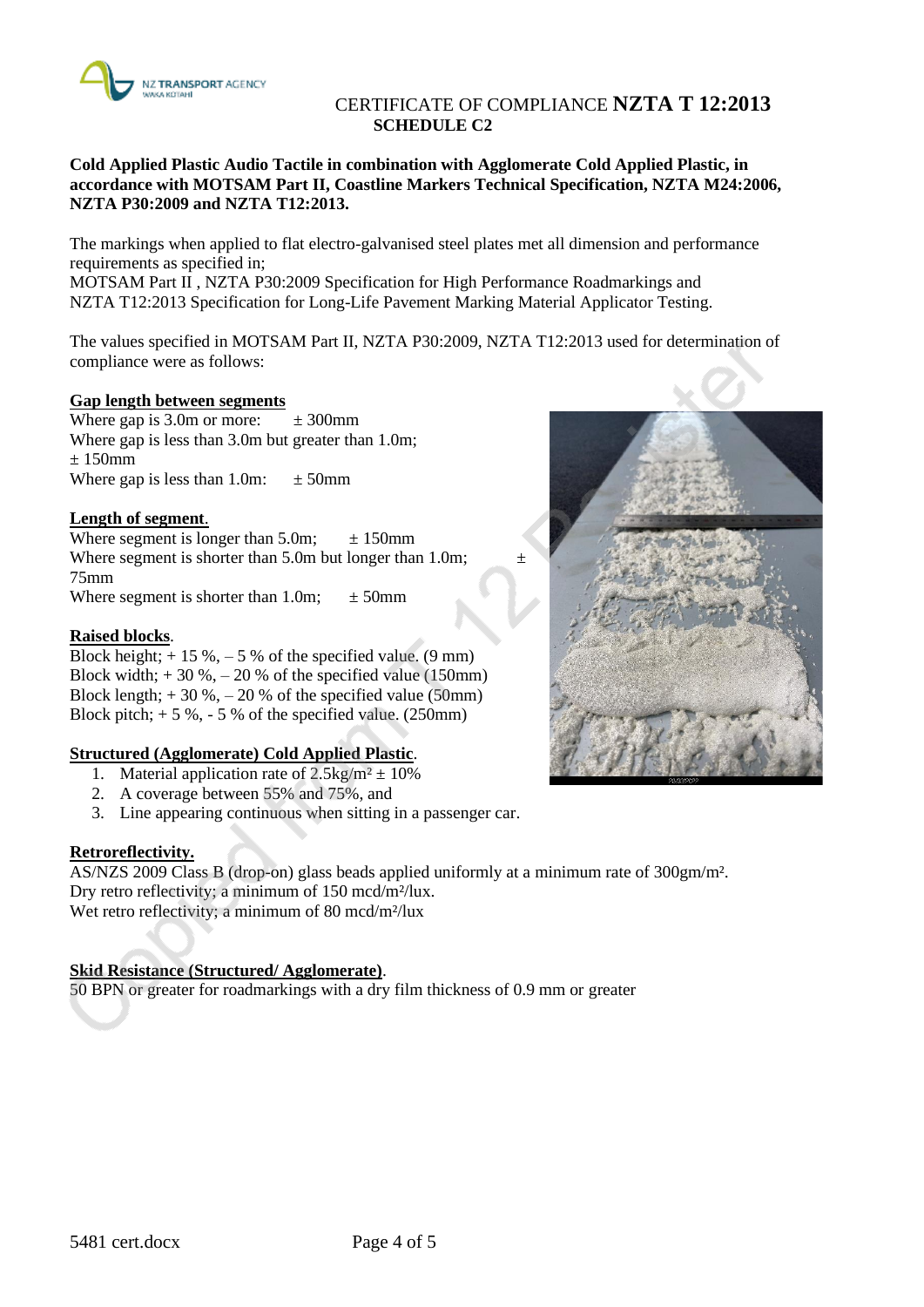CERTIFICATE OF COMPLIANCE **NZTA T 12:2013**
**SCHEDULE C2**

**Cold Applied Plastic Audio Tactile in combination with Agglomerate Cold Applied Plastic, in accordance with MOTSAM Part II, Coastline Markers Technical Specification, NZTA M24:2006, NZTA P30:2009 and NZTA T12:2013.**

The markings when applied to flat electro-galvanised steel plates met all dimension and performance requirements as specified in;
MOTSAM Part II , NZTA P30:2009 Specification for High Performance Roadmarkings and
NZTA T12:2013 Specification for Long-Life Pavement Marking Material Applicator Testing.

The values specified in MOTSAM Part II, NZTA P30:2009, NZTA T12:2013 used for determination of compliance were as follows:

**Gap length between segments**
Where gap is 3.0m or more: ± 300mm
Where gap is less than 3.0m but greater than 1.0m; ± 150mm
Where gap is less than 1.0m: ± 50mm

**Length of segment**.
Where segment is longer than 5.0m; ± 150mm
Where segment is shorter than 5.0m but longer than 1.0m; ± 75mm
Where segment is shorter than 1.0m; ± 50mm

**Raised blocks**.
Block height; + 15 %, – 5 % of the specified value. (9 mm)
Block width; + 30 %, – 20 % of the specified value (150mm)
Block length; + 30 %, – 20 % of the specified value (50mm)
Block pitch; + 5 %, - 5 % of the specified value. (250mm)

**Structured (Agglomerate) Cold Applied Plastic**.

1. Material application rate of 2.5kg/m² ± 10%
2. A coverage between 55% and 75%, and
3. Line appearing continuous when sitting in a passenger car.

**Retroreflectivity.**
AS/NZS 2009 Class B (drop-on) glass beads applied uniformly at a minimum rate of 300gm/m².
Dry retro reflectivity; a minimum of 150 mcd/m²/lux.
Wet retro reflectivity; a minimum of 80 mcd/m²/lux

**Skid Resistance (Structured/ Agglomerate)**.
50 BPN or greater for roadmarkings with a dry film thickness of 0.9 mm or greater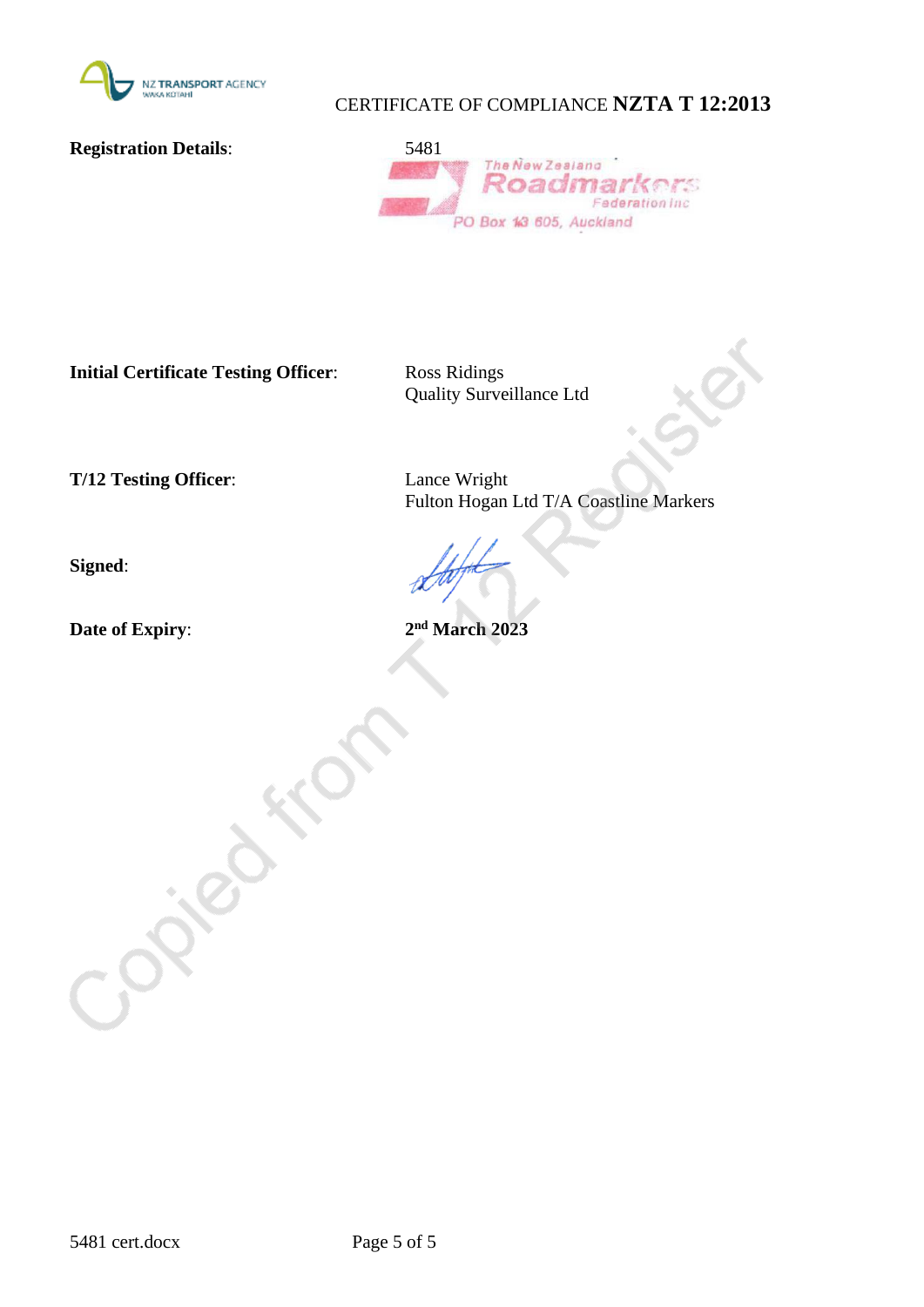CERTIFICATE OF COMPLIANCE **NZTA T 12:2013**

**Registration Details**: 5481

The New Zealand Roadmarkers Federation Inc
PO Box 13 605, Auckland

**Initial Certificate Testing Officer**: Ross Ridings
Quality Surveillance Ltd

**T/12 Testing Officer**: Lance Wright
Fulton Hogan Ltd T/A Coastline Markers

**Signed**:

**Date of Expiry**: **2nd March 2023**

Copied from T 12 Register

5481 cert.docx